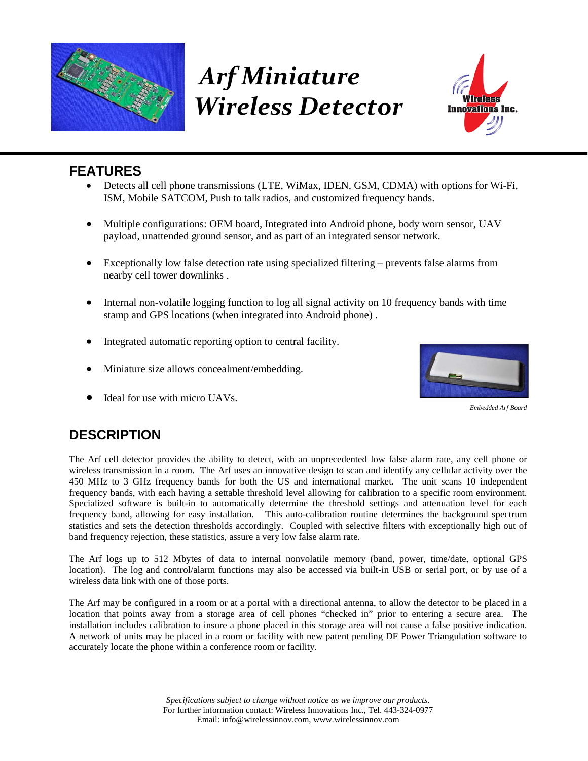# *Arf Miniature Wireless Detector*

## FEATURES

- Detects all cell phone transmissions (LTE, WiMax, IDEN, GSM, CDMA) with options for Wi-Fi, ISM, Mobile SATCOM, Push to talk radios, and customized frequency bands.
- Multiple configurations: OEM board, Integrated into Android phone, body worn sensor, UAV payload, unattended ground sensor, and as part of an integrated sensor network.
- Exceptionally low false detection rate using specialized filtering – prevents false alarms from nearby cell tower downlinks .
- Internal non-volatile logging function to log all signal activity on 10 frequency bands with time stamp and GPS locations (when integrated into Android phone) .
- Integrated automatic reporting option to central facility.
- Miniature size allows concealment/embedding.
- Ideal for use with micro UAVs.

*Embedded Arf Board*

## DESCRIPTION

The Arf cell detector provides the ability to detect, with an unprecedented low false alarm rate, any cell phone or wireless transmission in a room. The Arf uses an innovative design to scan and identify any cellular activity over the 450 MHz to 3 GHz frequency bands for both the US and international market. The unit scans 10 independent frequency bands, with each having a settable threshold level allowing for calibration to a specific room environment. Specialized software is built-in to automatically determine the threshold settings and attenuation level for each frequency band, allowing for easy installation. This auto-calibration routine determines the background spectrum statistics and sets the detection thresholds accordingly. Coupled with selective filters with exceptionally high out of band frequency rejection, these statistics, assure a very low false alarm rate.

The Arf logs up to 512 Mbytes of data to internal nonvolatile memory (band, power, time/date, optional GPS location). The log and control/alarm functions may also be accessed via built-in USB or serial port, or by use of a wireless data link with one of those ports.

The Arf may be configured in a room or at a portal with a directional antenna, to allow the detector to be placed in a location that points away from a storage area of cell phones "checked in" prior to entering a secure area. The installation includes calibration to insure a phone placed in this storage area will not cause a false positive indication. A network of units may be placed in a room or facility with new patent pending DF Power Triangulation software to accurately locate the phone within a conference room or facility.

*Specifications subject to change without notice as we improve our products.*
For further information contact: Wireless Innovations Inc., Tel. 443-324-0977
Email: info@wirelessinnov.com, www.wirelessinnov.com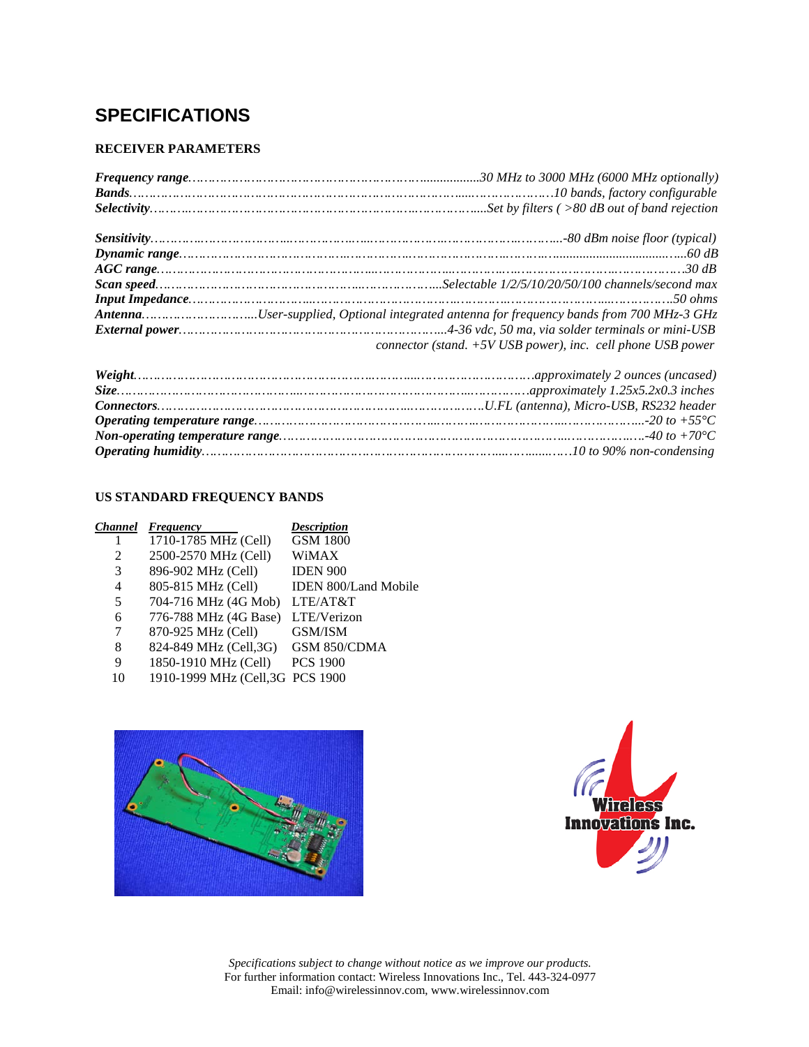# SPECIFICATIONS

## RECEIVER PARAMETERS

***Frequency range***……………………………………………………..................*30 MHz to 3000 MHz (6000 MHz optionally)*
***Bands***……………………………………………………………………......…………………*10 bands, factory configurable*
***Selectivity***…………………………………………………………..…………......*Set by filters ( >80 dB out of band rejection*

***Sensitivity***………..………………..…………….…..………………..……………..……...*-80 dBm noise floor (typical)*
***Dynamic range***…………………………………..…………..……………………..……...................................…....*60 dB*
***AGC range***………………………………………..……………...…………..……..…………………..……………*30 dB*
***Scan speed***…………………………………………...……………....*Selectable 1/2/5/10/20/50/100 channels/second max*
***Input Impedance***…………………...……………………………..……..……………………..…………*50 ohms*
***Antenna***…………………….....*User-supplied, Optional integrated antenna for frequency bands from 700 MHz-3 GHz*
***External power***…………………………………………………......*4-36 vdc, 50 ma, via solder terminals or mini-USB connector (stand. +5V USB power), inc. cell phone USB power*

***Weight***……………………………………………………..……....…………………………*approximately 2 ounces (uncased)*
***Size***……………………………...……………………………………...…………*approximately 1.25x5.2x0.3 inches*
***Connectors***…………………………………………………...……………..*U.FL (antenna), Micro-USB, RS232 header*
***Operating temperature range***………………………………....……………………....………………....*-20 to +55°C*
***Non-operating temperature range***…………………………………………………...……………..*-40 to +70°C*
***Operating humidity***……………………………………………………………....…......….*10 to 90% non-condensing*

## US STANDARD FREQUENCY BANDS

| *Channel* | *Frequency* | *Description* |
|---|---|---|
| 1 | 1710-1785 MHz (Cell) | GSM 1800 |
| 2 | 2500-2570 MHz (Cell) | WiMAX |
| 3 | 896-902 MHz (Cell) | IDEN 900 |
| 4 | 805-815 MHz (Cell) | IDEN 800/Land Mobile |
| 5 | 704-716 MHz (4G Mob) | LTE/AT&T |
| 6 | 776-788 MHz (4G Base) | LTE/Verizon |
| 7 | 870-925 MHz (Cell) | GSM/ISM |
| 8 | 824-849 MHz (Cell,3G) | GSM 850/CDMA |
| 9 | 1850-1910 MHz (Cell) | PCS 1900 |
| 10 | 1910-1999 MHz (Cell,3G | PCS 1900 |

Wireless Innovations Inc.

*Specifications subject to change without notice as we improve our products.*
For further information contact: Wireless Innovations Inc., Tel. 443-324-0977
Email: info@wirelessinnov.com, www.wirelessinnov.com